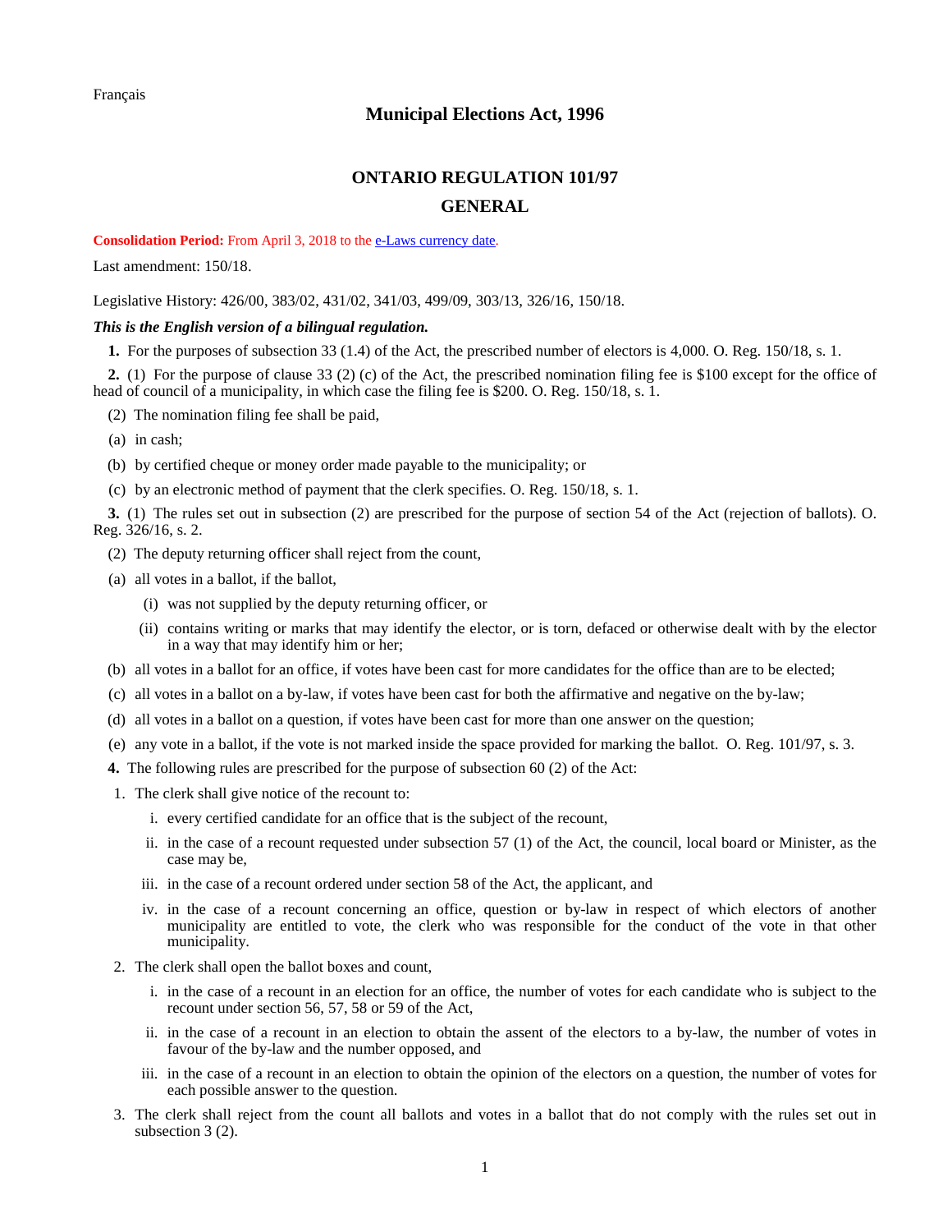Français

# Municipal Elections Act, 1996

## ONTARIO REGULATION 101/97

## GENERAL

**Consolidation Period:** From April 3, 2018 to the e-Laws currency date.

Last amendment: 150/18.

Legislative History: 426/00, 383/02, 431/02, 341/03, 499/09, 303/13, 326/16, 150/18.

***This is the English version of a bilingual regulation.***

**1.** For the purposes of subsection 33 (1.4) of the Act, the prescribed number of electors is 4,000. O. Reg. 150/18, s. 1.

**2.** (1) For the purpose of clause 33 (2) (c) of the Act, the prescribed nomination filing fee is $100 except for the office of head of council of a municipality, in which case the filing fee is $200. O. Reg. 150/18, s. 1.

(2) The nomination filing fee shall be paid,

(a) in cash;

(b) by certified cheque or money order made payable to the municipality; or

(c) by an electronic method of payment that the clerk specifies. O. Reg. 150/18, s. 1.

**3.** (1) The rules set out in subsection (2) are prescribed for the purpose of section 54 of the Act (rejection of ballots). O. Reg. 326/16, s. 2.

(2) The deputy returning officer shall reject from the count,

(a) all votes in a ballot, if the ballot,

(i) was not supplied by the deputy returning officer, or

(ii) contains writing or marks that may identify the elector, or is torn, defaced or otherwise dealt with by the elector in a way that may identify him or her;

(b) all votes in a ballot for an office, if votes have been cast for more candidates for the office than are to be elected;

(c) all votes in a ballot on a by-law, if votes have been cast for both the affirmative and negative on the by-law;

(d) all votes in a ballot on a question, if votes have been cast for more than one answer on the question;

(e) any vote in a ballot, if the vote is not marked inside the space provided for marking the ballot. O. Reg. 101/97, s. 3.

**4.** The following rules are prescribed for the purpose of subsection 60 (2) of the Act:

1. The clerk shall give notice of the recount to:

   i. every certified candidate for an office that is the subject of the recount,

   ii. in the case of a recount requested under subsection 57 (1) of the Act, the council, local board or Minister, as the case may be,

   iii. in the case of a recount ordered under section 58 of the Act, the applicant, and

   iv. in the case of a recount concerning an office, question or by-law in respect of which electors of another municipality are entitled to vote, the clerk who was responsible for the conduct of the vote in that other municipality.

2. The clerk shall open the ballot boxes and count,

   i. in the case of a recount in an election for an office, the number of votes for each candidate who is subject to the recount under section 56, 57, 58 or 59 of the Act,

   ii. in the case of a recount in an election to obtain the assent of the electors to a by-law, the number of votes in favour of the by-law and the number opposed, and

   iii. in the case of a recount in an election to obtain the opinion of the electors on a question, the number of votes for each possible answer to the question.

3. The clerk shall reject from the count all ballots and votes in a ballot that do not comply with the rules set out in subsection 3 (2).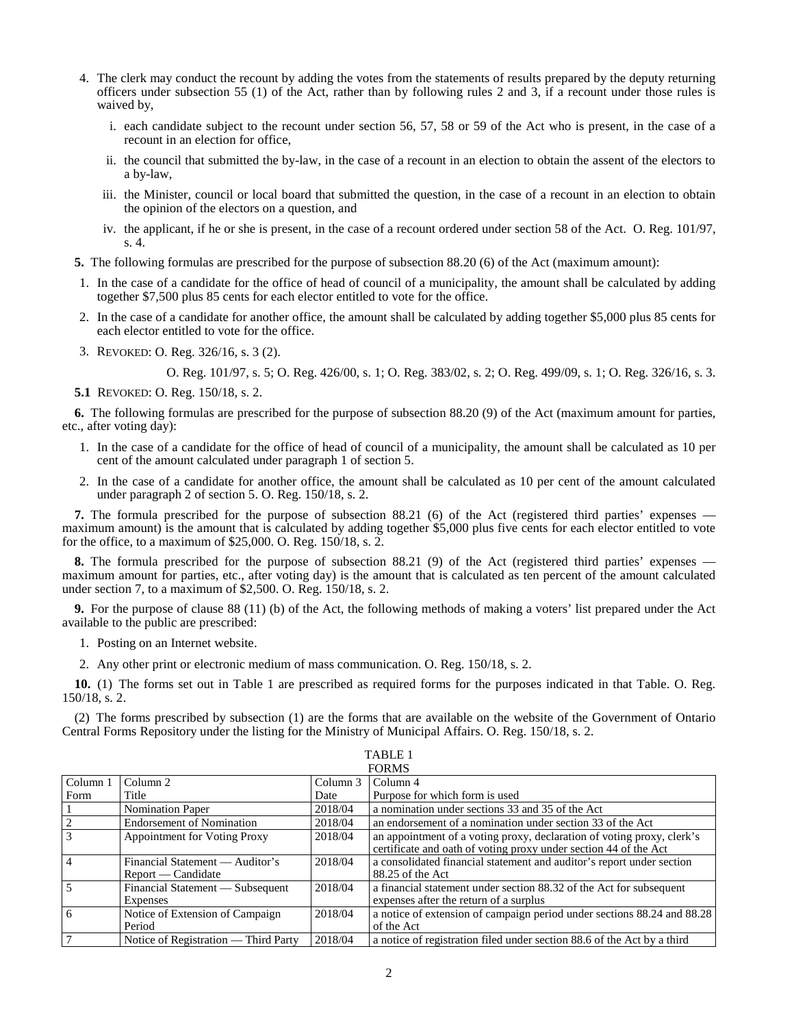4. The clerk may conduct the recount by adding the votes from the statements of results prepared by the deputy returning officers under subsection 55 (1) of the Act, rather than by following rules 2 and 3, if a recount under those rules is waived by,

   i. each candidate subject to the recount under section 56, 57, 58 or 59 of the Act who is present, in the case of a recount in an election for office,

   ii. the council that submitted the by-law, in the case of a recount in an election to obtain the assent of the electors to a by-law,

   iii. the Minister, council or local board that submitted the question, in the case of a recount in an election to obtain the opinion of the electors on a question, and

   iv. the applicant, if he or she is present, in the case of a recount ordered under section 58 of the Act. O. Reg. 101/97, s. 4.

**5.** The following formulas are prescribed for the purpose of subsection 88.20 (6) of the Act (maximum amount):

1. In the case of a candidate for the office of head of council of a municipality, the amount shall be calculated by adding together $7,500 plus 85 cents for each elector entitled to vote for the office.
2. In the case of a candidate for another office, the amount shall be calculated by adding together $5,000 plus 85 cents for each elector entitled to vote for the office.
3. REVOKED: O. Reg. 326/16, s. 3 (2).

O. Reg. 101/97, s. 5; O. Reg. 426/00, s. 1; O. Reg. 383/02, s. 2; O. Reg. 499/09, s. 1; O. Reg. 326/16, s. 3.

**5.1** REVOKED: O. Reg. 150/18, s. 2.

**6.** The following formulas are prescribed for the purpose of subsection 88.20 (9) of the Act (maximum amount for parties, etc., after voting day):

1. In the case of a candidate for the office of head of council of a municipality, the amount shall be calculated as 10 per cent of the amount calculated under paragraph 1 of section 5.
2. In the case of a candidate for another office, the amount shall be calculated as 10 per cent of the amount calculated under paragraph 2 of section 5. O. Reg. 150/18, s. 2.

**7.** The formula prescribed for the purpose of subsection 88.21 (6) of the Act (registered third parties' expenses — maximum amount) is the amount that is calculated by adding together $5,000 plus five cents for each elector entitled to vote for the office, to a maximum of $25,000. O. Reg. 150/18, s. 2.

**8.** The formula prescribed for the purpose of subsection 88.21 (9) of the Act (registered third parties' expenses — maximum amount for parties, etc., after voting day) is the amount that is calculated as ten percent of the amount calculated under section 7, to a maximum of $2,500. O. Reg. 150/18, s. 2.

**9.** For the purpose of clause 88 (11) (b) of the Act, the following methods of making a voters' list prepared under the Act available to the public are prescribed:

1. Posting on an Internet website.
2. Any other print or electronic medium of mass communication. O. Reg. 150/18, s. 2.

**10.** (1) The forms set out in Table 1 are prescribed as required forms for the purposes indicated in that Table. O. Reg. 150/18, s. 2.

(2) The forms prescribed by subsection (1) are the forms that are available on the website of the Government of Ontario Central Forms Repository under the listing for the Ministry of Municipal Affairs. O. Reg. 150/18, s. 2.

TABLE 1
FORMS

| Column 1 Form | Column 2 Title | Column 3 Date | Column 4 Purpose for which form is used |
|---|---|---|---|
| 1 | Nomination Paper | 2018/04 | a nomination under sections 33 and 35 of the Act |
| 2 | Endorsement of Nomination | 2018/04 | an endorsement of a nomination under section 33 of the Act |
| 3 | Appointment for Voting Proxy | 2018/04 | an appointment of a voting proxy, declaration of voting proxy, clerk's certificate and oath of voting proxy under section 44 of the Act |
| 4 | Financial Statement — Auditor's Report — Candidate | 2018/04 | a consolidated financial statement and auditor's report under section 88.25 of the Act |
| 5 | Financial Statement — Subsequent Expenses | 2018/04 | a financial statement under section 88.32 of the Act for subsequent expenses after the return of a surplus |
| 6 | Notice of Extension of Campaign Period | 2018/04 | a notice of extension of campaign period under sections 88.24 and 88.28 of the Act |
| 7 | Notice of Registration — Third Party | 2018/04 | a notice of registration filed under section 88.6 of the Act by a third |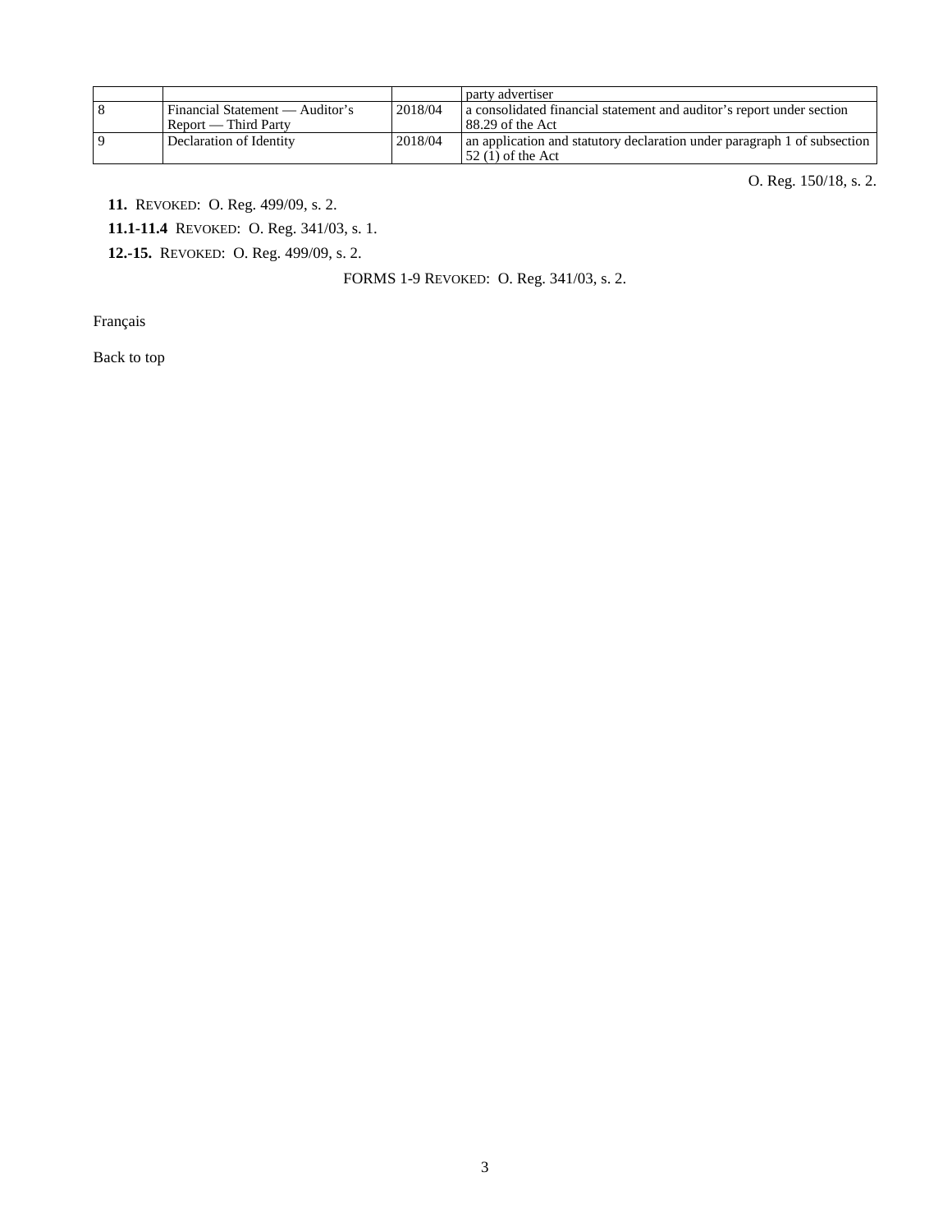| | | | |
|---|---|---|---|
| | | | party advertiser |
| 8 | Financial Statement — Auditor's Report — Third Party | 2018/04 | a consolidated financial statement and auditor's report under section 88.29 of the Act |
| 9 | Declaration of Identity | 2018/04 | an application and statutory declaration under paragraph 1 of subsection 52 (1) of the Act |

O. Reg. 150/18, s. 2.

**11.** REVOKED: O. Reg. 499/09, s. 2.

**11.1-11.4** REVOKED: O. Reg. 341/03, s. 1.

**12.-15.** REVOKED: O. Reg. 499/09, s. 2.

FORMS 1-9 REVOKED: O. Reg. 341/03, s. 2.

Français

Back to top